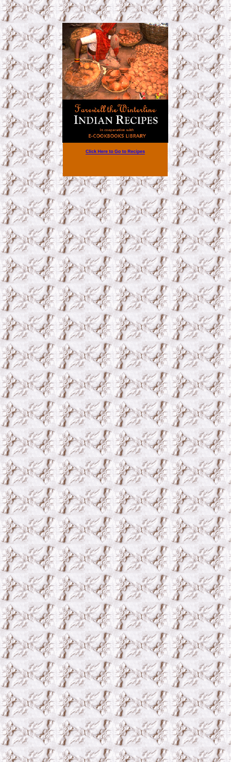# Farewell the Winterline

# INDIAN RECIPES

in cooperation with

E-COOKBOOKS LIBRARY

**Click Here to Go to Recipes**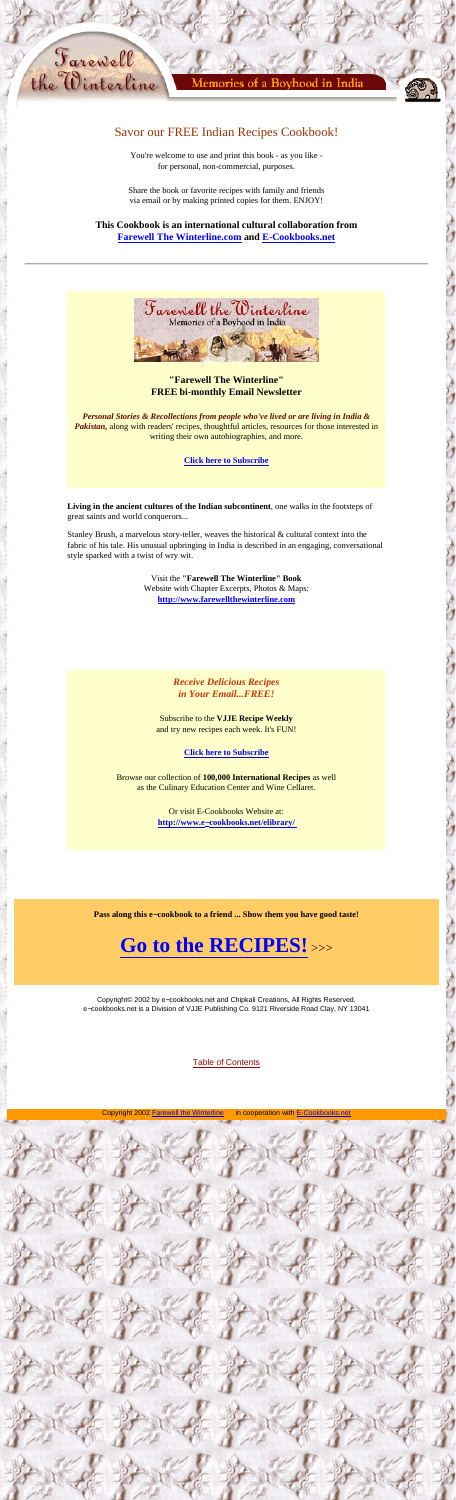Farewell the Winterline

Memories of a Boyhood in India

## Savor our FREE Indian Recipes Cookbook!

You're welcome to use and print this book - as you like - for personal, non-commercial, purposes.

Share the book or favorite recipes with family and friends via email or by making printed copies for them. ENJOY!

**This Cookbook is an international cultural collaboration from Farewell The Winterline.com and E-Cookbooks.net**

---

Farewell the Winterline
Memories of a Boyhood in India

**"Farewell The Winterline" FREE bi-monthly Email Newsletter**

***Personal Stories & Recollections from people who've lived or are living in India & Pakistan,*** along with readers' recipes, thoughtful articles, resources for those interested in writing their own autobiographies, and more.

**Click here to Subscribe**

**Living in the ancient cultures of the Indian subcontinent**, one walks in the footsteps of great saints and world conquerors...

Stanley Brush, a marvelous story-teller, weaves the historical & cultural context into the fabric of his tale. His unusual upbringing in India is described in an engaging, conversational style sparked with a twist of wry wit.

Visit the **"Farewell The Winterline" Book** Website with Chapter Excerpts, Photos & Maps:
**http://www.farewellthewinterline.com**

***Receive Delicious Recipes in Your Email...FREE!***

Subscribe to the **VJJE Recipe Weekly** and try new recipes each week. It's FUN!

**Click here to Subscribe**

Browse our collection of **100,000 International Recipes** as well as the Culinary Education Center and Wine Cellaret.

Or visit E-Cookbooks Website at:
**http://www.e-cookbooks.net/elibrary/**

**Pass along this e~cookbook to a friend ... Show them you have good taste!**

# Go to the RECIPES! >>>

Copyright© 2002 by e~cookbooks.net and Chipkali Creations, All Rights Reserved.
e~cookbooks.net is a Division of VJJE Publishing Co. 9121 Riverside Road Clay, NY 13041

Table of Contents

Copyright 2002 Farewell the Winterline in cooperation with E-Cookbooks.net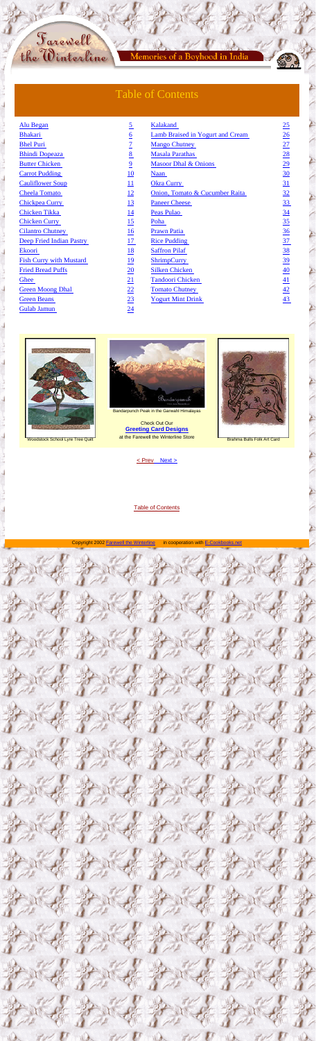Farewell the Winterline

Memories of a Boyhood in India

# Table of Contents

| | | | |
|---|---|---|---|
| Alu Began | 5 | Kalakand | 25 |
| Bhakari | 6 | Lamb Braised in Yogurt and Cream | 26 |
| Bhel Puri | 7 | Mango Chutney | 27 |
| Bhindi Dopeaza | 8 | Masala Parathas | 28 |
| Butter Chicken | 9 | Masoor Dhal & Onions | 29 |
| Carrot Pudding | 10 | Naan | 30 |
| Cauliflower Soup | 11 | Okra Curry | 31 |
| Cheela Tomato | 12 | Onion, Tomato & Cucumber Raita | 32 |
| Chickpea Curry | 13 | Paneer Cheese | 33 |
| Chicken Tikka | 14 | Peas Pulao | 34 |
| Chicken Curry | 15 | Poha | 35 |
| Cilantro Chutney | 16 | Prawn Patia | 36 |
| Deep Fried Indian Pastry | 17 | Rice Pudding | 37 |
| Ekoori | 18 | Saffron Pilaf | 38 |
| Fish Curry with Mustard | 19 | ShrimpCurry | 39 |
| Fried Bread Puffs | 20 | Silken Chicken | 40 |
| Ghee | 21 | Tandoori Chicken | 41 |
| Green Moong Dhal | 22 | Tomato Chutney | 42 |
| Green Beans | 23 | Yogurt Mint Drink | 43 |
| Gulab Jamun | 24 | | |

Woodstock School Lyre Tree Quilt

Bandarpunch Peak in the Garwahl Himalayas

Check Out Our **Greeting Card Designs** at the Farewell the Winterline Store

Brahma Bulls Folk Art Card

< Prev Next >

Table of Contents

Copyright 2002 Farewell the Winterline in cooperation with E-Cookbooks.net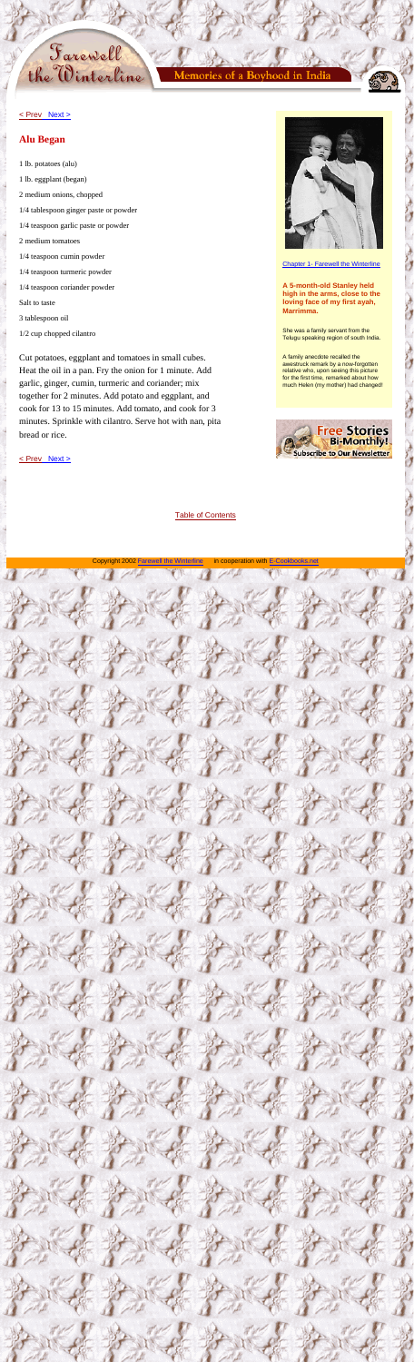< Prev   Next >

## Alu Began

1 lb. potatoes (alu)

1 lb. eggplant (began)

2 medium onions, chopped

1/4 tablespoon ginger paste or powder

1/4 teaspoon garlic paste or powder

2 medium tomatoes

1/4 teaspoon cumin powder

1/4 teaspoon turmeric powder

1/4 teaspoon coriander powder

Salt to taste

3 tablespoon oil

1/2 cup chopped cilantro

Cut potatoes, eggplant and tomatoes in small cubes. Heat the oil in a pan. Fry the onion for 1 minute. Add garlic, ginger, cumin, turmeric and coriander; mix together for 2 minutes. Add potato and eggplant, and cook for 13 to 15 minutes. Add tomato, and cook for 3 minutes. Sprinkle with cilantro. Serve hot with nan, pita bread or rice.

< Prev   Next >

Chapter 1- Farewell the Winterline

**A 5-month-old Stanley held high in the arms, close to the loving face of my first ayah, Marrimma.**

She was a family servant from the Telugu speaking region of south India.

A family anecdote recalled the awestruck remark by a now-forgotten relative who, upon seeing this picture for the first time, remarked about how much Helen (my mother) had changed!

Free Stories Bi-Monthly! Subscribe to Our Newsletter

Table of Contents

Copyright 2002 Farewell the Winterline   in cooperation with E-Cookbooks.net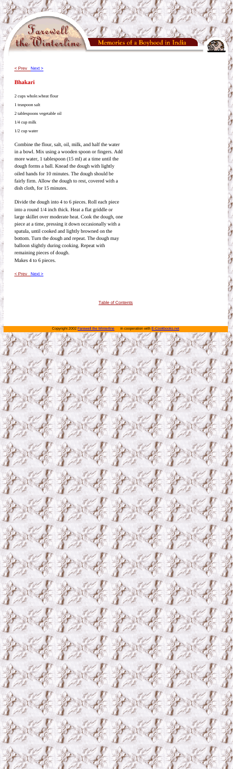< Prev  Next >

## Bhakari

2 cups whole.wheat flour

1 teaspoon salt

2 tablespoons vegetable oil

1/4 cup milk

1/2 cup water

Combine the flour, salt, oil, milk, and half the water in a bowl. Mix using a wooden spoon or fingers. Add more water, 1 tablespoon (15 ml) at a time until the dough forms a ball. Knead the dough with lightly oiled hands for 10 minutes. The dough should be fairly firm. Allow the dough to rest, covered with a dish cloth, for 15 minutes.

Divide the dough into 4 to 6 pieces. Roll each piece into a round 1/4 inch thick. Heat a flat griddle or large skillet over moderate heat. Cook the dough, one piece at a time, pressing it down occasionally with a spatula, until cooked and lightly browned on the bottom. Turn the dough and repeat. The dough may balloon slightly during cooking. Repeat with remaining pieces of dough.
Makes 4 to 6 pieces.

< Prev  Next >

Table of Contents

Copyright 2002 Farewell the Winterline in cooperation with E-Cookbooks.net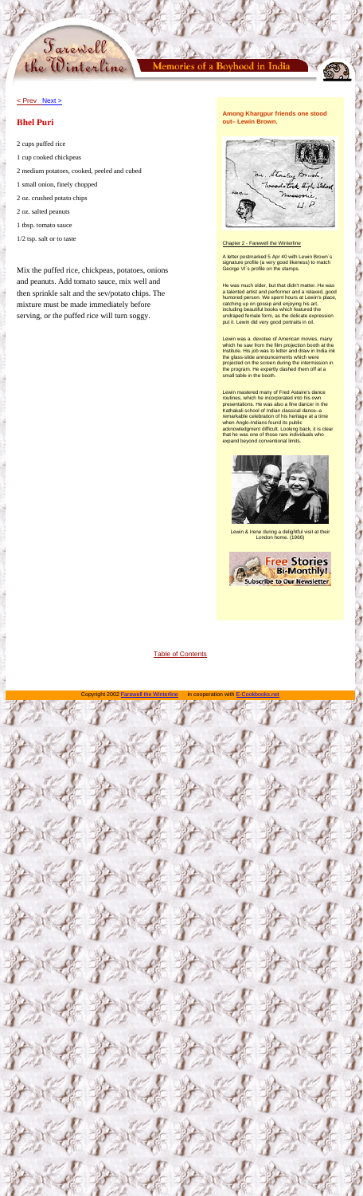< Prev   Next >

## Bhel Puri

2 cups puffed rice

1 cup cooked chickpeas

2 medium potatoes, cooked, peeled and cubed

1 small onion, finely chopped

2 oz. crushed potato chips

2 oz. salted peanuts

1 tbsp. tomato sauce

1/2 tsp. salt or to taste

Mix the puffed rice, chickpeas, potatoes, onions and peanuts. Add tomato sauce, mix well and then sprinkle salt and the sev/potato chips. The mixture must be made immediately before serving, or the puffed rice will turn soggy.

**Among Khargpur friends one stood out-- Lewin Brown.**

Chapter 2 - Farewell the Winterline

A letter postmarked 5 Apr 40 with Lewin Brown`s signature profile (a very good likeness) to match George VI`s profile on the stamps.

He was much older, but that didn't matter. He was a talented artist and performer and a relaxed, good humored person. We spent hours at Lewin's place, catching up on gossip and enjoying his art, including beautiful books which featured the undraped female form, as the delicate expression put it. Lewin did very good portraits in oil.

Lewin was a devotee of American movies, many which he saw from the film projection booth at the Institute. His job was to letter and draw in India ink the glass-slide announcements which were projected on the screen during the intermission in the program. He expertly dashed them off at a small table in the booth.

Lewin mastered many of Fred Astaire's dance routines, which he incorporated into his own presentations. He was also a fine dancer in the Kathakali school of Indian classical dance--a remarkable celebration of his heritage at a time when Anglo-Indians found its public acknowledgment difficult. Looking back, it is clear that he was one of those rare individuals who expand beyond conventional limits.

Lewin & Irene during a delightful visit at their London home. (1966)

Table of Contents

Copyright 2002 Farewell the Winterline in cooperation with E-Cookbooks.net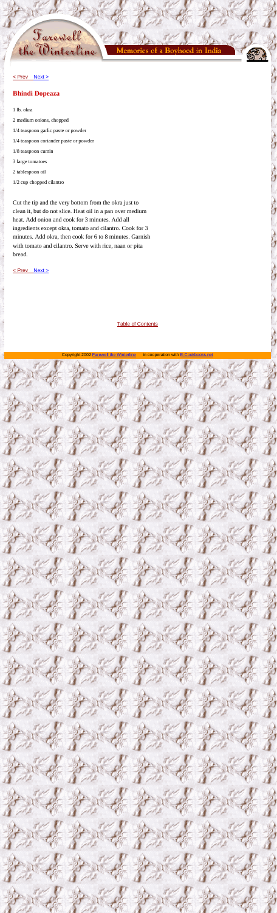< Prev    Next >

## Bhindi Dopeaza

1 lb. okra

2 medium onions, chopped

1/4 teaspoon garlic paste or powder

1/4 teaspoon coriander paste or powder

1/8 teaspoon cumin

3 large tomatoes

2 tablespoon oil

1/2 cup chopped cilantro

Cut the tip and the very bottom from the okra just to clean it, but do not slice. Heat oil in a pan over medium heat. Add onion and cook for 3 minutes. Add all ingredients except okra, tomato and cilantro. Cook for 3 minutes. Add okra, then cook for 6 to 8 minutes. Garnish with tomato and cilantro. Serve with rice, naan or pita bread.

< Prev    Next >

Table of Contents

Copyright 2002 Farewell the Winterline    in cooperation with E-Cookbooks.net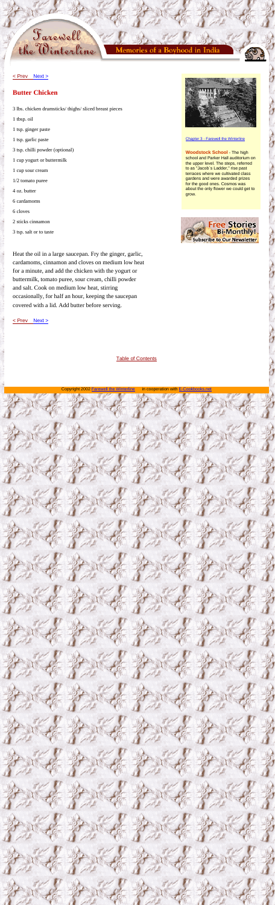< Prev Next >

## Butter Chicken

3 lbs. chicken drumsticks/ thighs/ sliced breast pieces

1 tbsp. oil

1 tsp. ginger paste

1 tsp. garlic paste

3 tsp. chilli powder (optional)

1 cup yogurt or buttermilk

1 cup sour cream

1/2 tomato puree

4 oz. butter

6 cardamoms

6 cloves

2 sticks cinnamon

3 tsp. salt or to taste

Heat the oil in a large saucepan. Fry the ginger, garlic, cardamoms, cinnamon and cloves on medium low heat for a minute, and add the chicken with the yogurt or buttermilk, tomato puree, sour cream, chilli powder and salt. Cook on medium low heat, stirring occasionally, for half an hour, keeping the saucepan covered with a lid. Add butter before serving.

< Prev Next >

Chapter 3 - Farewell the Winterline

**Woodstock School** - The high school and Parker Hall auditorium on the upper level. The steps, referred to as "Jacob's Ladder," rise past terraces where we cultivated class gardens and were awarded prizes for the good ones. Cosmos was about the only flower we could get to grow.

Table of Contents

Copyright 2002 Farewell the Winterline in cooperation with E-Cookbooks.net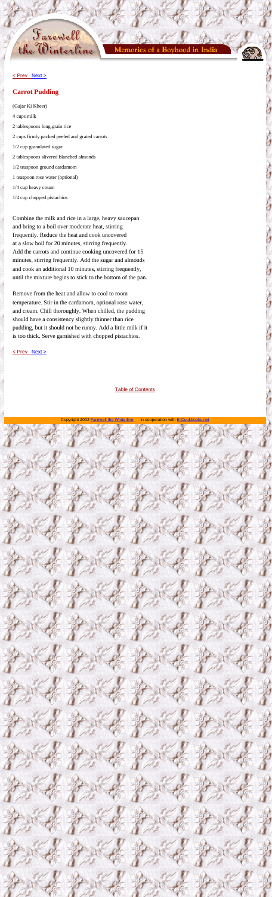< Prev   Next >

## Carrot Pudding

(Gajar Ki Kheer)

4 cups milk

2 tablespoons long.grain rice

2 cups firmly packed peeled and grated carrots

1/2 cup granulated sugar

2 tablespoons slivered blanched almonds

1/2 teaspoon ground cardamom

1 teaspoon rose water (optional)

1/4 cup heavy cream

1/4 cup chopped pistachios

Combine the milk and rice in a large, heavy saucepan and bring to a boil over moderate heat, stirring frequently. Reduce the heat and cook uncovered at a slow boil for 20 minutes, stirring frequently. Add the carrots and continue cooking uncovered for 15 minutes, stirring frequently. Add the sugar and almonds and cook an additional 10 minutes, stirring frequently, until the mixture begins to stick to the bottom of the pan.

Remove from the heat and allow to cool to room temperature. Stir in the cardamom, optional rose water, and cream. Chill thoroughly. When chilled, the pudding should have a consistency slightly thinner than rice pudding, but it should not be runny. Add a little milk if it is too thick. Serve garnished with chopped pistachios.

< Prev   Next >

Table of Contents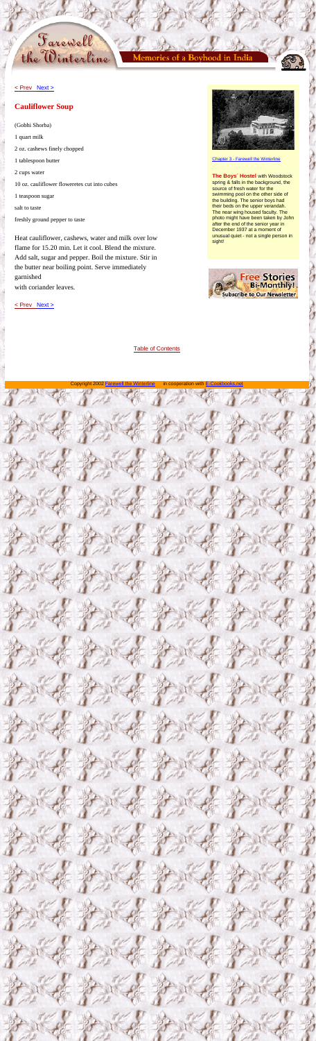< Prev Next >

## Cauliflower Soup

(Gobhi Shorba)

1 quart milk

2 oz. cashews finely chopped

1 tablespoon butter

2 cups water

10 oz. cauliflower floweretes cut into cubes

1 teaspoon sugar

salt to taste

freshly ground pepper to taste

Heat cauliflower, cashews, water and milk over low flame for 15.20 min. Let it cool. Blend the mixture. Add salt, sugar and pepper. Boil the mixture. Stir in the butter near boiling point. Serve immediately garnished with coriander leaves.

< Prev Next >

Chapter 3 - Farewell the Winterline

**The Boys' Hostel** with Woodstock spring & falls in the background, the source of fresh water for the swimming pool on the other side of the building. The senior boys had their beds on the upper verandah. The near wing housed faculty. The photo might have been taken by John after the end of the senior year in December 1937 at a moment of unusual quiet - not a single person in sight!

Table of Contents

Copyright 2002 Farewell the Winterline in cooperation with E-Cookbooks.net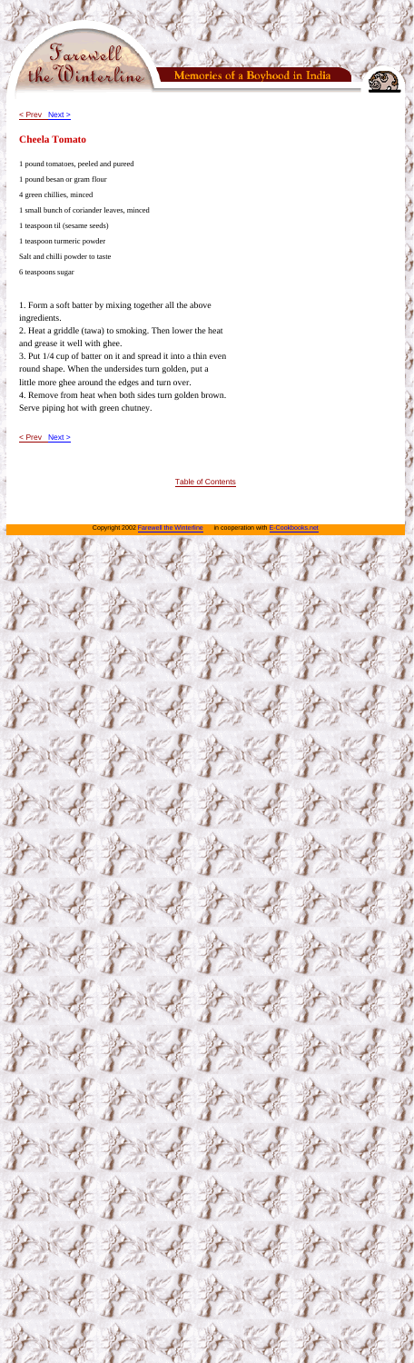< Prev Next >

## Cheela Tomato

1 pound tomatoes, peeled and pureed

1 pound besan or gram flour

4 green chillies, minced

1 small bunch of coriander leaves, minced

1 teaspoon til (sesame seeds)

1 teaspoon turmeric powder

Salt and chilli powder to taste

6 teaspoons sugar

1. Form a soft batter by mixing together all the above ingredients.
2. Heat a griddle (tawa) to smoking. Then lower the heat and grease it well with ghee.
3. Put 1/4 cup of batter on it and spread it into a thin even round shape. When the undersides turn golden, put a little more ghee around the edges and turn over.
4. Remove from heat when both sides turn golden brown. Serve piping hot with green chutney.

< Prev Next >

Table of Contents

Copyright 2002 Farewell the Winterline in cooperation with E-Cookbooks.net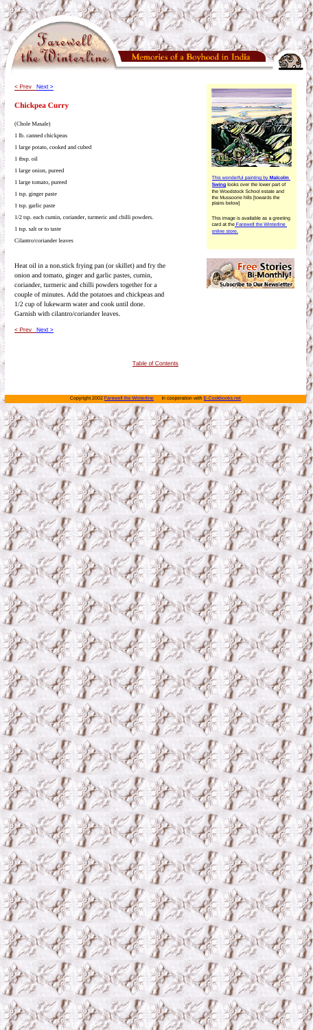Farewell the Winterline

Memories of a Boyhood in India

< Prev   Next >

## Chickpea Curry

(Chole Masale)

1 lb. canned chickpeas

1 large potato, cooked and cubed

1 tbsp. oil

1 large onion, pureed

1 large tomato, pureed

1 tsp. ginger paste

1 tsp. garlic paste

1/2 tsp. each cumin, coriander, turmeric and chilli powders.

1 tsp. salt or to taste

Cilantro/coriander leaves

Heat oil in a non.stick frying pan (or skillet) and fry the onion and tomato, ginger and garlic pastes, cumin, coriander, turmeric and chilli powders together for a couple of minutes. Add the potatoes and chickpeas and 1/2 cup of lukewarm water and cook until done. Garnish with cilantro/coriander leaves.

< Prev   Next >

This wonderful painting by **Malcolm Swing** looks over the lower part of the Woodstock School estate and the Mussoorie hills [towards the plains below]

This image is available as a greeting card at the Farewell the Winterline online store.

Free Stories Bi-Monthly! Subscribe to Our Newsletter

Table of Contents

Copyright 2002 Farewell the Winterline in cooperation with E-Cookbooks.net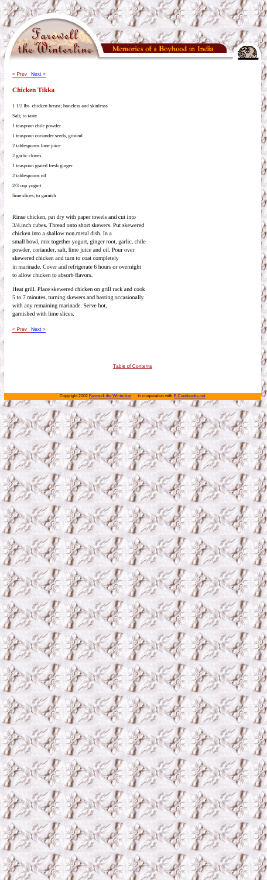< Prev   Next >

## Chicken Tikka

1 1/2 lbs. chicken breast; boneless and skinlesss

Salt; to taste

1 teaspoon chile powder

1 teaspoon coriander seeds, ground

2 tablespoons lime juice

2 garlic cloves

1 teaspoon grated fresh ginger

2 tablespoons oil

2/3 cup yogurt

lime slices; to garnish

Rinse chicken, pat dry with paper towels and cut into 3/4.inch cubes. Thread onto short skewers. Put skewered chicken into a shallow non.metal dish. In a small bowl, mix together yogurt, ginger root, garlic, chile powder, coriander, salt, lime juice and oil. Pour over skewered chicken and turn to coat completely in marinade. Cover and refrigerate 6 hours or overnight to allow chicken to absorb flavors.

Heat grill. Place skewered chicken on grill rack and cook 5 to 7 minutes, turning skewers and basting occasionally with any remaining marinade. Serve hot, garnished with lime slices.

< Prev   Next >

Table of Contents

Copyright 2002 Farewell the Winterline in cooperation with E-Cookbooks.net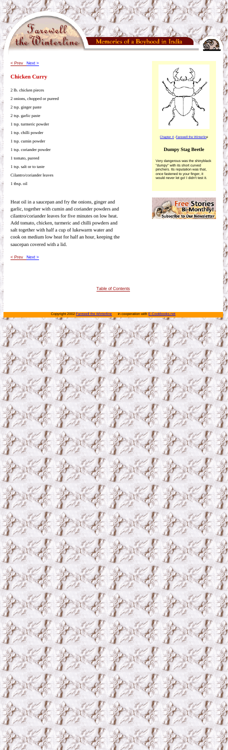< Prev  Next >

## Chicken Curry

2 lb. chicken pieces

2 onions, chopped or pureed

2 tsp. ginger paste

2 tsp. garlic paste

1 tsp. turmeric powder

1 tsp. chilli powder

1 tsp. cumin powder

1 tsp. coriander powder

1 tomato, pureed

1 tsp. salt or to taste

Cilantro/coriander leaves

1 tbsp. oil

Heat oil in a saucepan and fry the onions, ginger and garlic, together with cumin and coriander powders and cilantro/coriander leaves for five minutes on low heat. Add tomato, chicken, turmeric and chilli powders and salt together with half a cup of lukewarm water and cook on medium low heat for half an hour, keeping the saucepan covered with a lid.

< Prev  Next >

Chapter 4 - Farewell the Winterline

**Dumpy Stag Beetle**

Very dangerous was the shinyblack "dumpy" with its short curved pinchers. Its reputation was that, once fastened to your finger, it would never let go! I didn't test it.

Table of Contents

Copyright 2002 Farewell the Winterline in cooperation with E-Cookbooks.net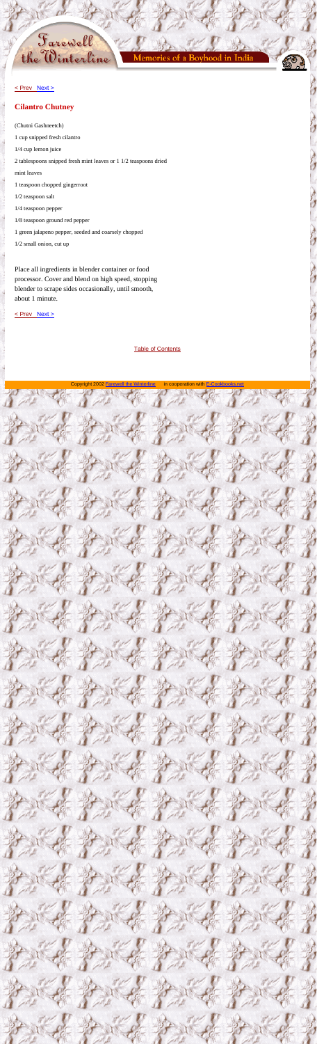< Prev Next >

## Cilantro Chutney

(Chutni Gashneetch)

1 cup snipped fresh cilantro

1/4 cup lemon juice

2 tablespoons snipped fresh mint leaves or 1 1/2 teaspoons dried mint leaves

1 teaspoon chopped gingerroot

1/2 teaspoon salt

1/4 teaspoon pepper

1/8 teaspoon ground red pepper

1 green jalapeno pepper, seeded and coarsely chopped

1/2 small onion, cut up

Place all ingredients in blender container or food processor. Cover and blend on high speed, stopping blender to scrape sides occasionally, until smooth, about 1 minute.

< Prev Next >

Table of Contents

Copyright 2002 Farewell the Winterline in cooperation with E-Cookbooks.net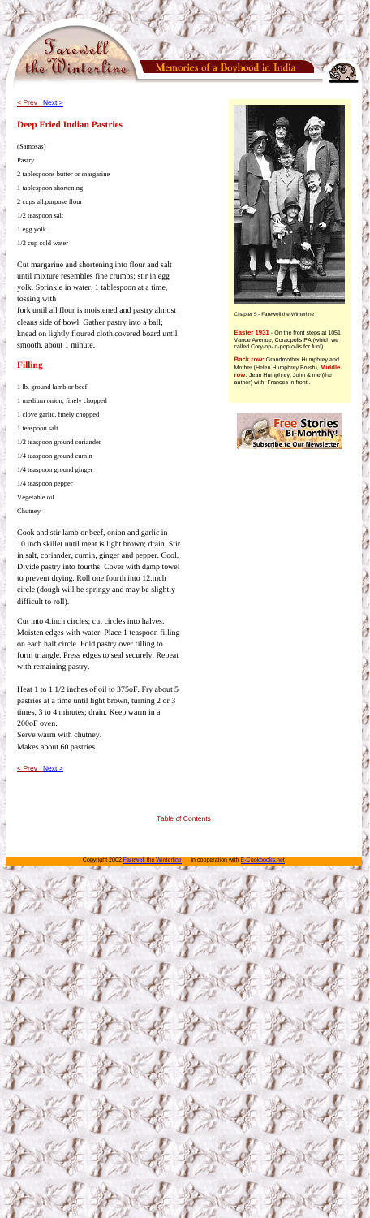< Prev Next >

## Deep Fried Indian Pastries

(Samosas)

Pastry

2 tablespoons butter or margarine

1 tablespoon shortening

2 cups all.purpose flour

1/2 teaspoon salt

1 egg yolk

1/2 cup cold water

Cut margarine and shortening into flour and salt until mixture resembles fine crumbs; stir in egg yolk. Sprinkle in water, 1 tablespoon at a time, tossing with fork until all flour is moistened and pastry almost cleans side of bowl. Gather pastry into a ball; knead on lightly floured cloth.covered board until smooth, about 1 minute.

## Filling

1 lb. ground lamb or beef

1 medium onion, finely chopped

1 clove garlic, finely chopped

1 teaspoon salt

1/2 teaspoon ground coriander

1/4 teaspoon ground cumin

1/4 teaspoon ground ginger

1/4 teaspoon pepper

Vegetable oil

Chutney

Cook and stir lamb or beef, onion and garlic in 10.inch skillet until meat is light brown; drain. Stir in salt, coriander, cumin, ginger and pepper. Cool. Divide pastry into fourths. Cover with damp towel to prevent drying. Roll one fourth into 12.inch circle (dough will be springy and may be slightly difficult to roll).

Cut into 4.inch circles; cut circles into halves. Moisten edges with water. Place 1 teaspoon filling on each half circle. Fold pastry over filling to form triangle. Press edges to seal securely. Repeat with remaining pastry.

Heat 1 to 1 1/2 inches of oil to 375oF. Fry about 5 pastries at a time until light brown, turning 2 or 3 times, 3 to 4 minutes; drain. Keep warm in a 200oF oven.
Serve warm with chutney.
Makes about 60 pastries.

< Prev Next >

Chapter 5 - Farewell the Winterline

**Easter 1931** - On the front steps at 1051 Vance Avenue, Coraopolis PA (which we called Cory-op- o-pop-o-lis for fun!)

**Back row:** Grandmother Humphrey and Mother (Helen Humphrey Brush), **Middle row:** Jean Humphrey, John & me (the author) with Frances in front..

Free Stories Bi-Monthly! Subscribe to Our Newsletter

Table of Contents

Copyright 2002 Farewell the Winterline in cooperation with E-Cookbooks.net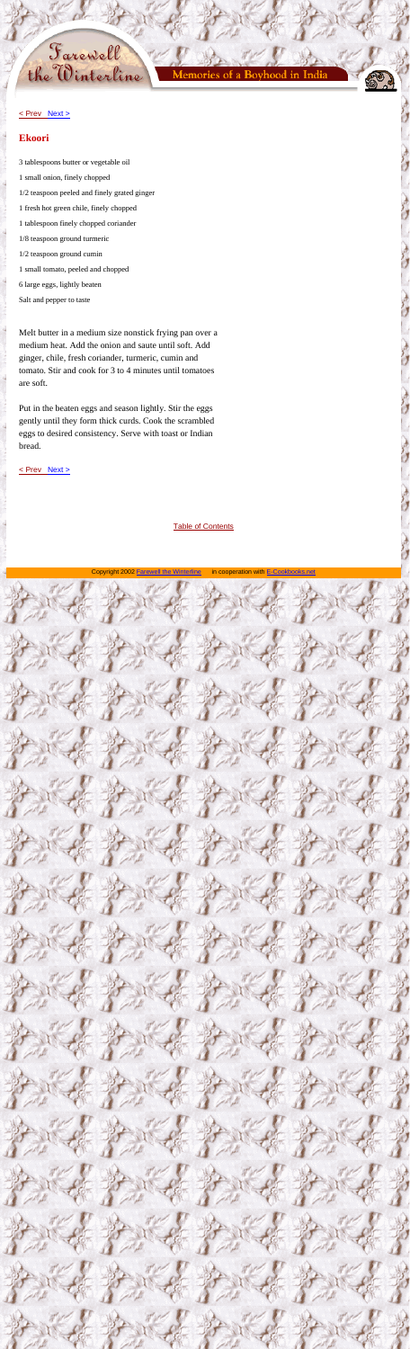< Prev   Next >

## Ekoori

3 tablespoons butter or vegetable oil

1 small onion, finely chopped

1/2 teaspoon peeled and finely grated ginger

1 fresh hot green chile, finely chopped

1 tablespoon finely chopped coriander

1/8 teaspoon ground turmeric

1/2 teaspoon ground cumin

1 small tomato, peeled and chopped

6 large eggs, lightly beaten

Salt and pepper to taste

Melt butter in a medium size nonstick frying pan over a medium heat. Add the onion and saute until soft. Add ginger, chile, fresh coriander, turmeric, cumin and tomato. Stir and cook for 3 to 4 minutes until tomatoes are soft.

Put in the beaten eggs and season lightly. Stir the eggs gently until they form thick curds. Cook the scrambled eggs to desired consistency. Serve with toast or Indian bread.

< Prev   Next >

Table of Contents

Copyright 2002 Farewell the Winterline    in cooperation with E-Cookbooks.net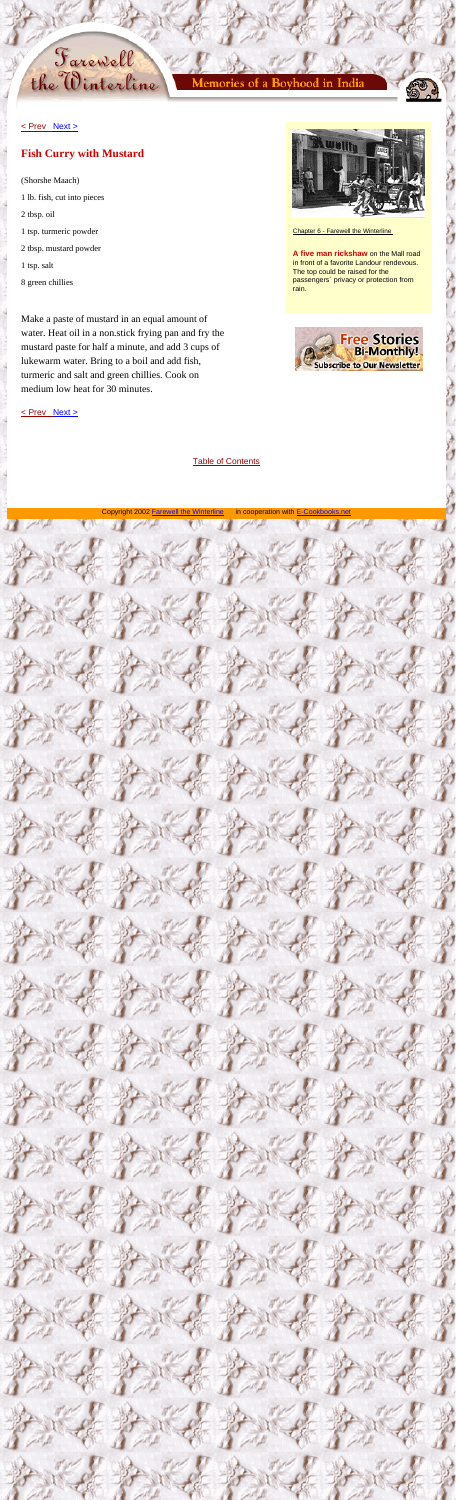< Prev   Next >

## Fish Curry with Mustard

(Shorshe Maach)

1 lb. fish, cut into pieces

2 tbsp. oil

1 tsp. turmeric powder

2 tbsp. mustard powder

1 tsp. salt

8 green chillies

Make a paste of mustard in an equal amount of water. Heat oil in a non.stick frying pan and fry the mustard paste for half a minute, and add 3 cups of lukewarm water. Bring to a boil and add fish, turmeric and salt and green chillies. Cook on medium low heat for 30 minutes.

< Prev   Next >

Chapter 6 - Farewell the Winterline

**A five man rickshaw** on the Mall road in front of a favorite Landour rendevous. The top could be raised for the passengers' privacy or protection from rain.

Table of Contents

Copyright 2002 Farewell the Winterline in cooperation with E-Cookbooks.net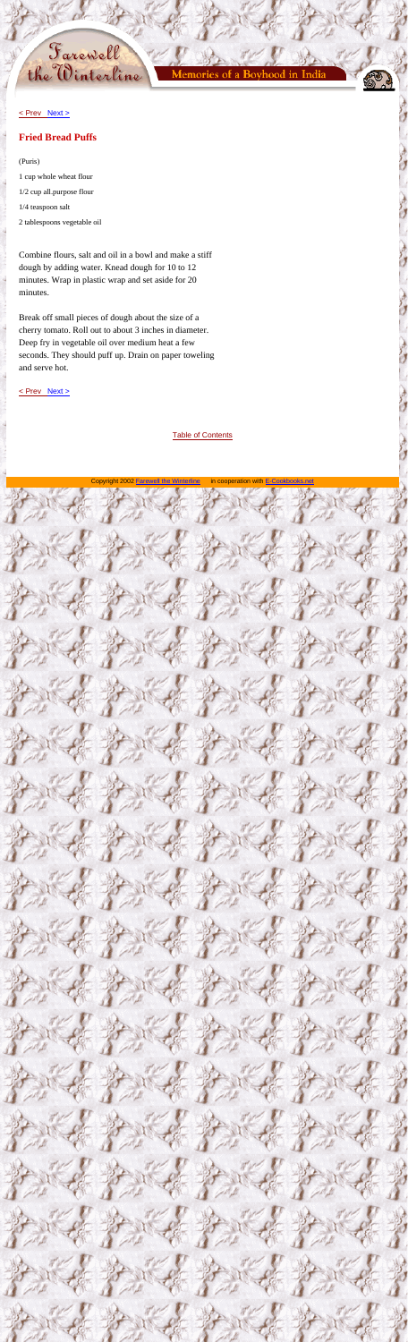< Prev Next >

## Fried Bread Puffs

(Puris)

1 cup whole wheat flour

1/2 cup all.purpose flour

1/4 teaspoon salt

2 tablespoons vegetable oil

Combine flours, salt and oil in a bowl and make a stiff dough by adding water. Knead dough for 10 to 12 minutes. Wrap in plastic wrap and set aside for 20 minutes.

Break off small pieces of dough about the size of a cherry tomato. Roll out to about 3 inches in diameter. Deep fry in vegetable oil over medium heat a few seconds. They should puff up. Drain on paper toweling and serve hot.

< Prev Next >

Table of Contents

Copyright 2002 Farewell the Winterline in cooperation with E-Cookbooks.net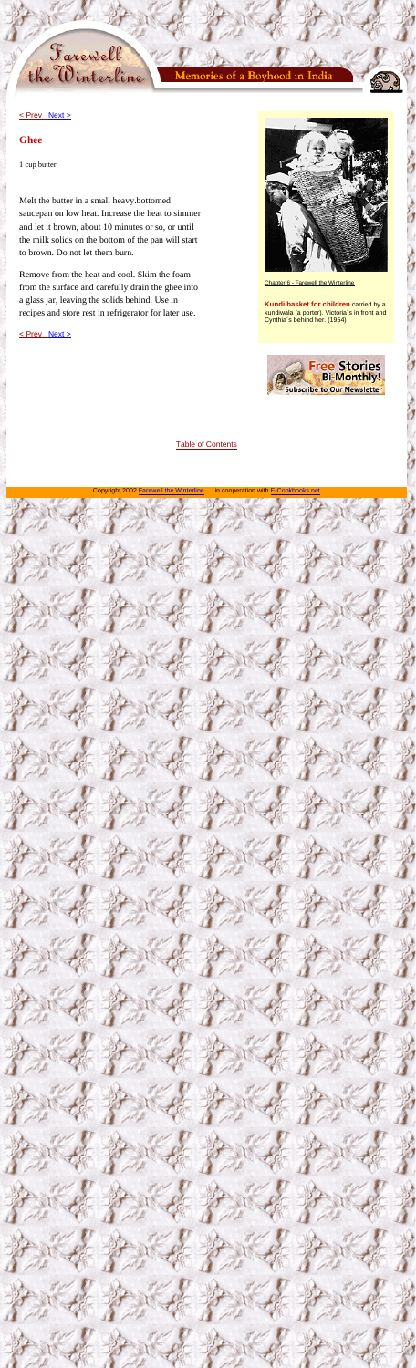< Prev Next >

## Ghee

1 cup butter

Melt the butter in a small heavy.bottomed saucepan on low heat. Increase the heat to simmer and let it brown, about 10 minutes or so, or until the milk solids on the bottom of the pan will start to brown. Do not let them burn.

Remove from the heat and cool. Skim the foam from the surface and carefully drain the ghee into a glass jar, leaving the solids behind. Use in recipes and store rest in refrigerator for later use.

< Prev Next >

Chapter 6 - Farewell the Winterline

**Kundi basket for children** carried by a kundiwala (a porter). Victoria`s in front and Cynthia`s behind her. (1954)

Table of Contents

Copyright 2002 Farewell the Winterline in cooperation with E-Cookbooks.net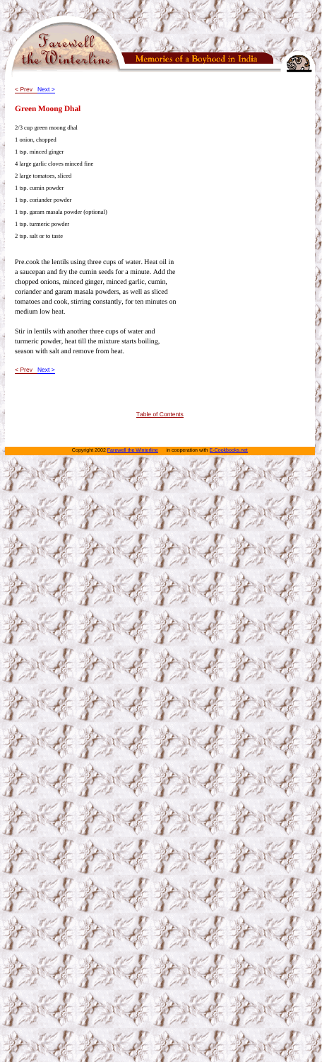< Prev   Next >

## Green Moong Dhal

2/3 cup green moong dhal

1 onion, chopped

1 tsp. minced ginger

4 large garlic cloves minced fine

2 large tomatoes, sliced

1 tsp. cumin powder

1 tsp. coriander powder

1 tsp. garam masala powder (optional)

1 tsp. turmeric powder

2 tsp. salt or to taste

Pre.cook the lentils using three cups of water. Heat oil in a saucepan and fry the cumin seeds for a minute. Add the chopped onions, minced ginger, minced garlic, cumin, coriander and garam masala powders, as well as sliced tomatoes and cook, stirring constantly, for ten minutes on medium low heat.

Stir in lentils with another three cups of water and turmeric powder, heat till the mixture starts boiling, season with salt and remove from heat.

< Prev   Next >

Table of Contents

Copyright 2002 Farewell the Winterline in cooperation with E-Cookbooks.net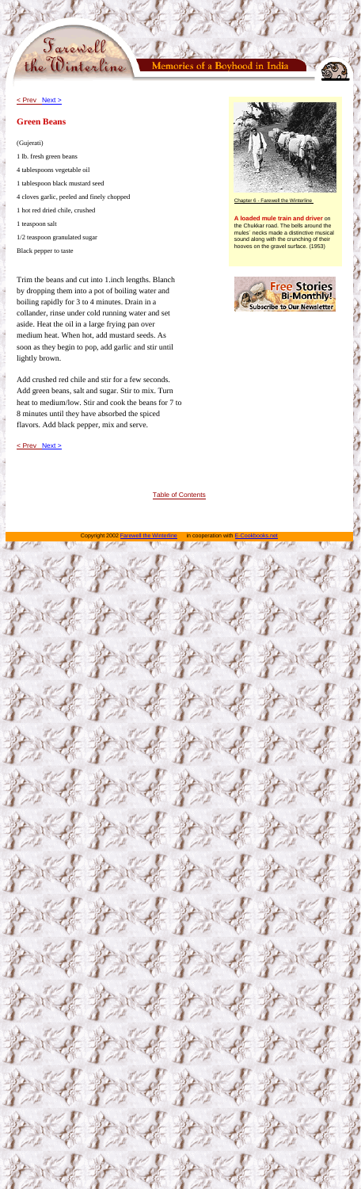< Prev Next >

## Green Beans

(Gujerati)

1 lb. fresh green beans

4 tablespoons vegetable oil

1 tablespoon black mustard seed

4 cloves garlic, peeled and finely chopped

1 hot red dried chile, crushed

1 teaspoon salt

1/2 teaspoon granulated sugar

Black pepper to taste

Trim the beans and cut into 1.inch lengths. Blanch by dropping them into a pot of boiling water and boiling rapidly for 3 to 4 minutes. Drain in a collander, rinse under cold running water and set aside. Heat the oil in a large frying pan over medium heat. When hot, add mustard seeds. As soon as they begin to pop, add garlic and stir until lightly brown.

Add crushed red chile and stir for a few seconds. Add green beans, salt and sugar. Stir to mix. Turn heat to medium/low. Stir and cook the beans for 7 to 8 minutes until they have absorbed the spiced flavors. Add black pepper, mix and serve.

< Prev Next >

Chapter 6 - Farewell the Winterline

**A loaded mule train and driver** on the Chukkar road. The bells around the mules' necks made a distinctive musical sound along with the crunching of their hooves on the gravel surface. (1953)

Table of Contents

Copyright 2002 Farewell the Winterline in cooperation with E-Cookbooks.net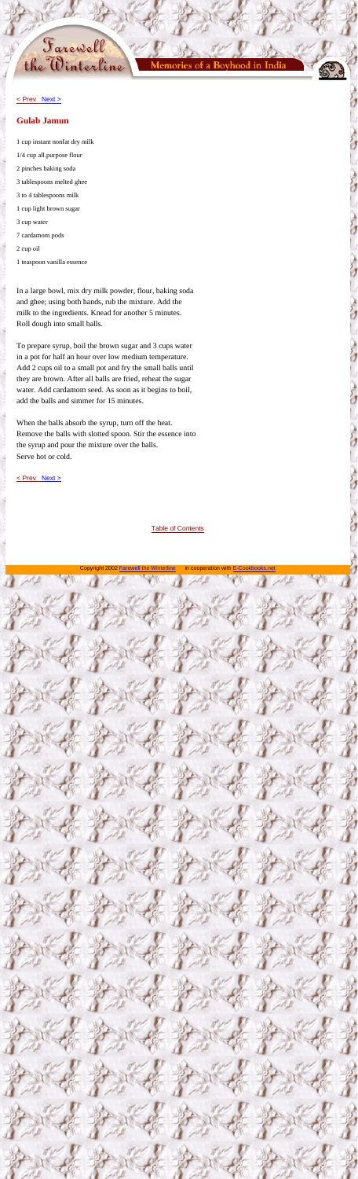## Gulab Jamun

1 cup instant nonfat dry milk

1/4 cup all.purpose flour

2 pinches baking soda

3 tablespoons melted ghee

3 to 4 tablespoons milk

1 cup light brown sugar

3 cup water

7 cardamom pods

2 cup oil

1 teaspoon vanilla essence

In a large bowl, mix dry milk powder, flour, baking soda and ghee; using both hands, rub the mixture. Add the milk to the ingredients. Knead for another 5 minutes. Roll dough into small balls.

To prepare syrup, boil the brown sugar and 3 cups water in a pot for half an hour over low medium temperature. Add 2 cups oil to a small pot and fry the small balls until they are brown. After all balls are fried, reheat the sugar water. Add cardamom seed. As soon as it begins to boil, add the balls and simmer for 15 minutes.

When the balls absorb the syrup, turn off the heat. Remove the balls with slotted spoon. Stir the essence into the syrup and pour the mixture over the balls. Serve hot or cold.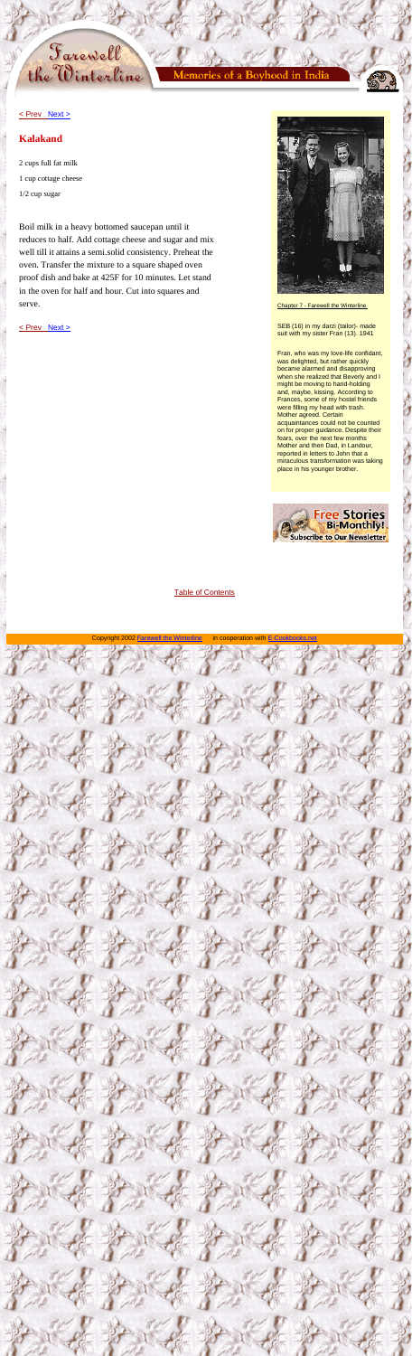< Prev   Next >

## Kalakand

2 cups full fat milk

1 cup cottage cheese

1/2 cup sugar

Boil milk in a heavy bottomed saucepan until it reduces to half. Add cottage cheese and sugar and mix well till it attains a semi.solid consistency. Preheat the oven. Transfer the mixture to a square shaped oven proof dish and bake at 425F for 10 minutes. Let stand in the oven for half and hour. Cut into squares and serve.

< Prev   Next >

Chapter 7 - Farewell the Winterline

SEB (16) in my darzi (tailor)- made suit with my sister Fran (13). 1941

Fran, who was my love-life confidant, was delighted, but rather quickly became alarmed and disapproving when she realized that Beverly and I might be moving to hand-holding and, maybe, kissing. According to Frances, some of my hostel friends were filling my head with trash. Mother agreed. Certain acquaintances could not be counted on for proper guidance. Despite their fears, over the next few months Mother and then Dad, in Landour, reported in letters to John that a miraculous transformation was taking place in his younger brother.

Table of Contents

Copyright 2002 Farewell the Winterline in cooperation with E-Cookbooks.net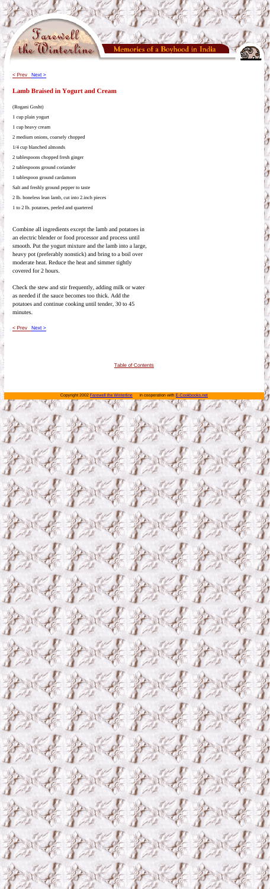< Prev   Next >

## Lamb Braised in Yogurt and Cream

(Rogani Gosht)

1 cup plain yogurt

1 cup heavy cream

2 medium onions, coarsely chopped

1/4 cup blanched almonds

2 tablespoons chopped fresh ginger

2 tablespoons ground coriander

1 tablespoon ground cardamom

Salt and freshly ground pepper to taste

2 lb. boneless lean lamb, cut into 2.inch pieces

1 to 2 lb. potatoes, peeled and quartered

Combine all ingredients except the lamb and potatoes in an electric blender or food processor and process until smooth. Put the yogurt mixture and the lamb into a large, heavy pot (preferably nonstick) and bring to a boil over moderate heat. Reduce the heat and simmer tightly covered for 2 hours.

Check the stew and stir frequently, adding milk or water as needed if the sauce becomes too thick. Add the potatoes and continue cooking until tender, 30 to 45 minutes.

< Prev   Next >

Table of Contents

Copyright 2002 Farewell the Winterline in cooperation with E-Cookbooks.net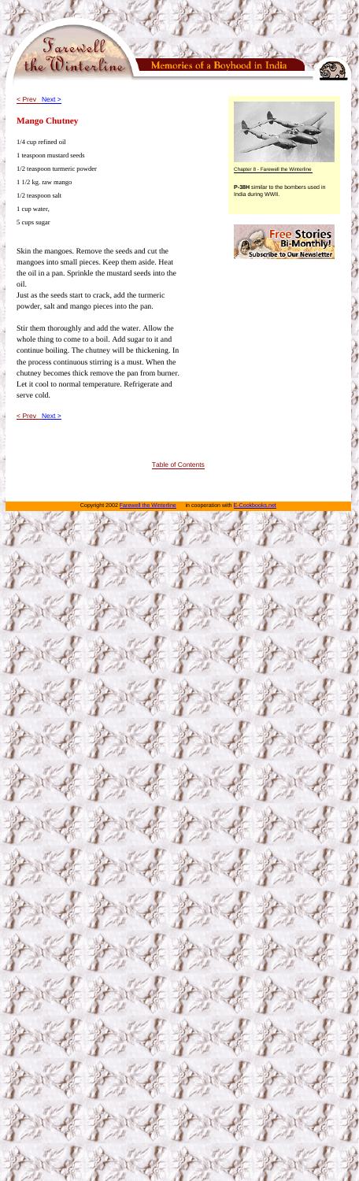< Prev   Next >

## Mango Chutney

1/4 cup refined oil

1 teaspoon mustard seeds

1/2 teaspoon turmeric powder

1 1/2 kg. raw mango

1/2 teaspoon salt

1 cup water,

5 cups sugar

Skin the mangoes. Remove the seeds and cut the mangoes into small pieces. Keep them aside. Heat the oil in a pan. Sprinkle the mustard seeds into the oil.

Just as the seeds start to crack, add the turmeric powder, salt and mango pieces into the pan.

Stir them thoroughly and add the water. Allow the whole thing to come to a boil. Add sugar to it and continue boiling. The chutney will be thickening. In the process continuous stirring is a must. When the chutney becomes thick remove the pan from burner. Let it cool to normal temperature. Refrigerate and serve cold.

< Prev   Next >

Chapter 8 - Farewell the Winterline

**P-38H** similar to the bombers used in India during WWII.

Table of Contents

Copyright 2002 Farewell the Winterline in cooperation with E-Cookbooks.net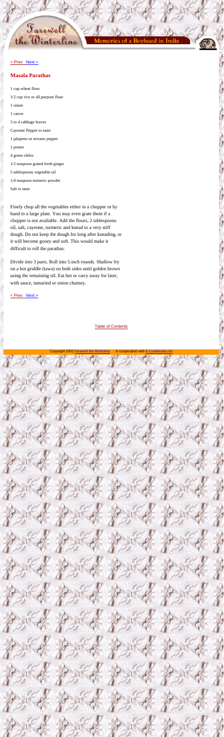< Prev Next >

## Masala Parathas

1 cup wheat flour

1/2 cup rice or all.purpose flour

1 onion

1 carrot

3 to 4 cabbage leaves

Cayenne Pepper to taste

1 jalapeno or serrano pepper

1 potato

4 green chiles

1/2 teaspoon grated fresh ginger

5 tablespoons vegetable oil

1/4 teaspoon turmeric powder

Salt to taste

Finely chop all the vegetables either in a chopper or by hand in a large plate. You may even grate them if a chopper is not available. Add the flours, 2 tablespoons oil, salt, cayenne, turmeric and knead to a very stiff dough. Do not keep the dough for long after kneading, or it will become gooey and soft. This would make it difficult to roll the parathas.

Divide into 3 parts. Roll into 5.inch rounds. Shallow fry on a hot griddle (tawa) on both sides until golden brown using the remaining oil. Eat hot or carry away for later, with sauce, tamarind or onion chutney.

< Prev Next >

Table of Contents

Copyright 2002 Farewell the Winterline in cooperation with E-Cookbooks.net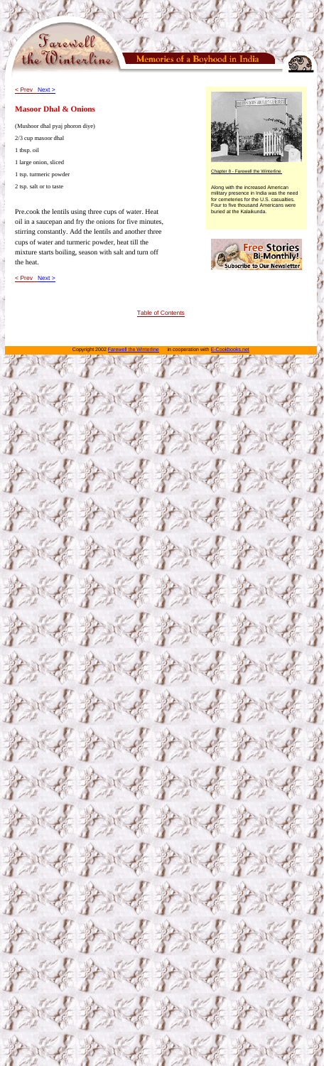< Prev Next >

## Masoor Dhal & Onions

(Mushoor dhal pyaj phoron diye)

2/3 cup masoor dhal

1 tbsp. oil

1 large onion, sliced

1 tsp. turmeric powder

2 tsp. salt or to taste

Pre.cook the lentils using three cups of water. Heat oil in a saucepan and fry the onions for five minutes, stirring constantly. Add the lentils and another three cups of water and turmeric powder, heat till the mixture starts boiling, season with salt and turn off the heat.

< Prev Next >

Chapter 8 - Farewell the Winterline

Along with the increased American military presence in India was the need for cemeteries for the U.S. casualties. Four to five thousand Americans were buried at the Kalaikunda.

Table of Contents

Copyright 2002 Farewell the Winterline in cooperation with E-Cookbooks.net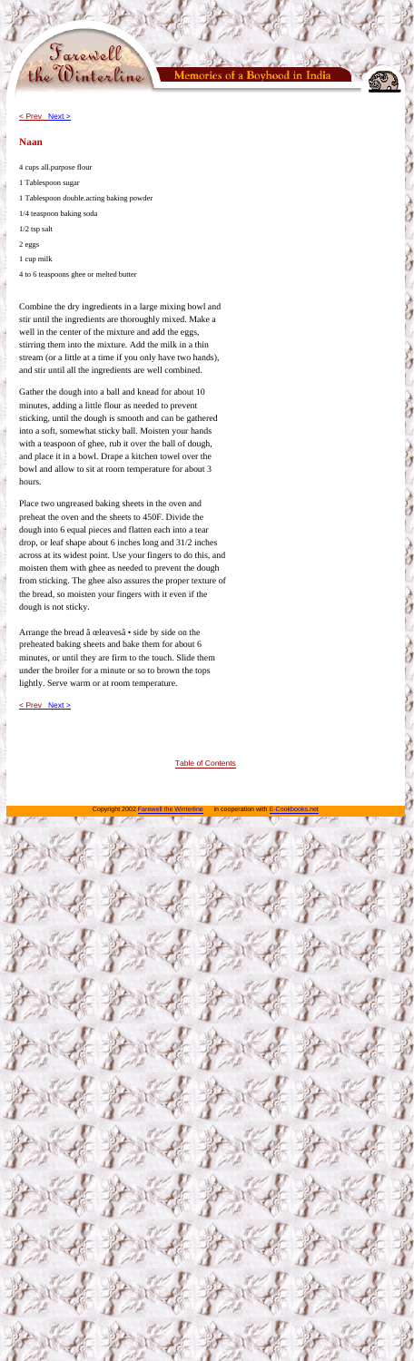< Prev Next >

## Naan

4 cups all.purpose flour

1 Tablespoon sugar

1 Tablespoon double.acting baking powder

1/4 teaspoon baking soda

1/2 tsp salt

2 eggs

1 cup milk

4 to 6 teaspoons ghee or melted butter

Combine the dry ingredients in a large mixing bowl and stir until the ingredients are thoroughly mixed. Make a well in the center of the mixture and add the eggs, stirring them into the mixture. Add the milk in a thin stream (or a little at a time if you only have two hands), and stir until all the ingredients are well combined.

Gather the dough into a ball and knead for about 10 minutes, adding a little flour as needed to prevent sticking, until the dough is smooth and can be gathered into a soft, somewhat sticky ball. Moisten your hands with a teaspoon of ghee, rub it over the ball of dough, and place it in a bowl. Drape a kitchen towel over the bowl and allow to sit at room temperature for about 3 hours.

Place two ungreased baking sheets in the oven and preheat the oven and the sheets to 450F. Divide the dough into 6 equal pieces and flatten each into a tear drop, or leaf shape about 6 inches long and 31/2 inches across at its widest point. Use your fingers to do this, and moisten them with ghee as needed to prevent the dough from sticking. The ghee also assures the proper texture of the bread, so moisten your fingers with it even if the dough is not sticky.

Arrange the bread â œleavesâ • side by side on the preheated baking sheets and bake them for about 6 minutes, or until they are firm to the touch. Slide them under the broiler for a minute or so to brown the tops lightly. Serve warm or at room temperature.

< Prev Next >

Table of Contents

Copyright 2002 Farewell the Winterline in cooperation with E-Cookbooks.net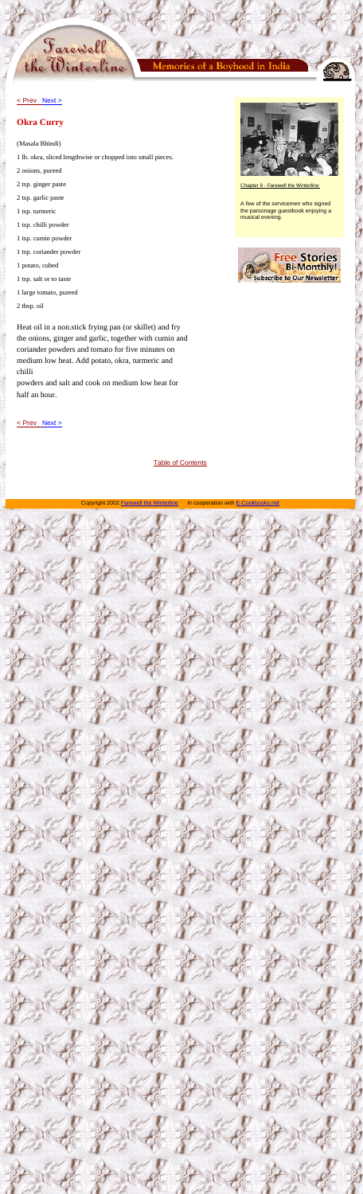< Prev Next >

## Okra Curry

(Masala Bhindi)

1 lb. okra, sliced lengthwise or chopped into small pieces.

2 onions, pureed

2 tsp. ginger paste

2 tsp. garlic paste

1 tsp. turmeric

1 tsp. chilli powder

1 tsp. cumin powder

1 tsp. coriander powder

1 potato, cubed

1 tsp. salt or to taste

1 large tomato, pureed

2 tbsp. oil

Heat oil in a non.stick frying pan (or skillet) and fry the onions, ginger and garlic, together with cumin and coriander powders and tomato for five minutes on medium low heat. Add potato, okra, turmeric and chilli powders and salt and cook on medium low heat for half an hour.

< Prev Next >

Table of Contents

Chapter 9 - Farewell the Winterline

A few of the servicemen who signed the parsonage guestbook enjoying a musical evening.

Free Stories Bi-Monthly! Subscribe to Our Newsletter

Copyright 2002 Farewell the Winterline in cooperation with E-Cookbooks.net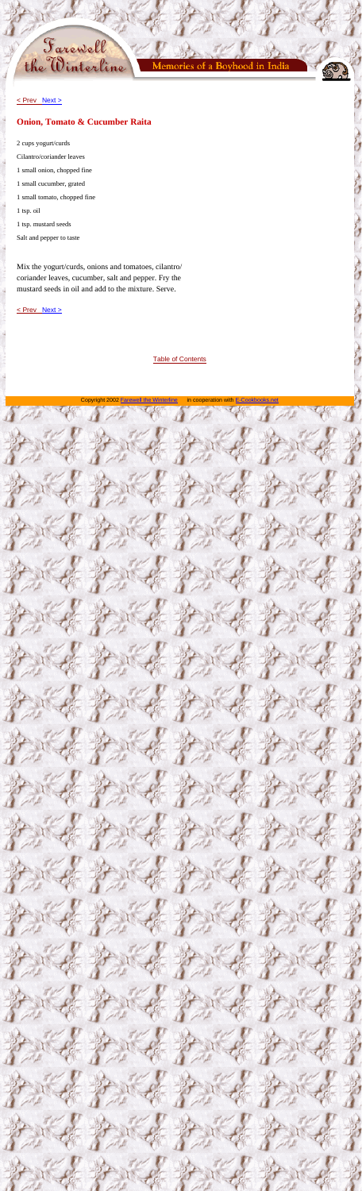< Prev Next >

## Onion, Tomato & Cucumber Raita

2 cups yogurt/curds

Cilantro/coriander leaves

1 small onion, chopped fine

1 small cucumber, grated

1 small tomato, chopped fine

1 tsp. oil

1 tsp. mustard seeds

Salt and pepper to taste

Mix the yogurt/curds, onions and tomatoes, cilantro/coriander leaves, cucumber, salt and pepper. Fry the mustard seeds in oil and add to the mixture. Serve.

< Prev Next >

Table of Contents

Copyright 2002 Farewell the Winterline in cooperation with E-Cookbooks.net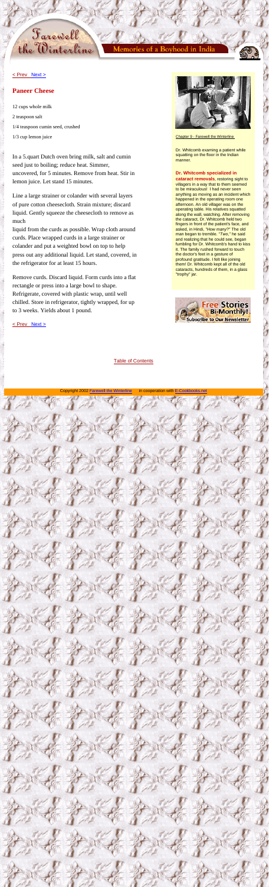< Prev Next >

## Paneer Cheese

12 cups whole milk

2 teaspoon salt

1/4 teaspoon cumin seed, crushed

1/3 cup lemon juice

In a 5.quart Dutch oven bring milk, salt and cumin seed just to boiling; reduce heat. Simmer, uncovered, for 5 minutes. Remove from heat. Stir in lemon juice. Let stand 15 minutes.

Line a large strainer or colander with several layers of pure cotton cheesecloth. Strain mixture; discard liquid. Gently squeeze the cheesecloth to remove as much liquid from the curds as possible. Wrap cloth around curds. Place wrapped curds in a large strainer or colander and put a weighted bowl on top to help press out any additional liquid. Let stand, covered, in the refrigerator for at least 15 hours.

Remove curds. Discard liquid. Form curds into a flat rectangle or press into a large bowl to shape. Refrigerate, covered with plastic wrap, until well chilled. Store in refrigerator, tightly wrapped, for up to 3 weeks. Yields about 1 pound.

< Prev Next >

Chapter 9 - Farewell the Winterline

Dr. Whitcomb examing a patient while squatting on the floor in the Indian manner.

**Dr. Whitcomb specialized in cataract removals**, restoring sight to villagers in a way that to them seemed to be miraculous! I had never seen anything as moving as an incident which happened in the operating room one afternoon. An old villager was on the operating table. His relatives squatted along the wall, watching. After removing the cataract, Dr. Whitcomb held two fingers in front of the patient's face, and asked, in Hindi, "*How many?*" The old man began to tremble. "Two," he said and realizing that he could see, began fumbling for Dr. Whitcomb's hand to kiss it. The family rushed forward to touch the doctor's feet in a gesture of profound gratitude. I felt like joining them! Dr. Whitcomb kept all of the old cataracts, hundreds of them, in a glass "trophy" jar.

Free Stories Bi-Monthly! Subscribe to Our Newsletter

Table of Contents

Copyright 2002 Farewell the Winterline in cooperation with E-Cookbooks.net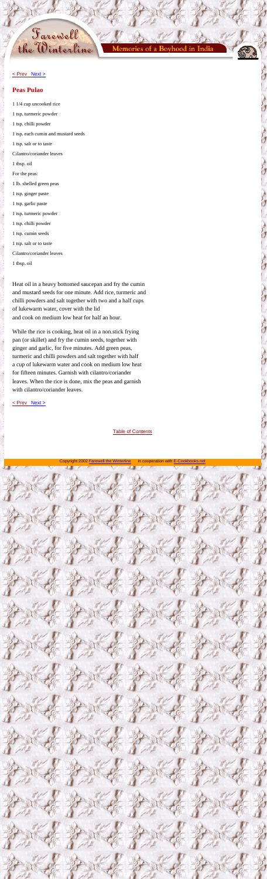< Prev Next >

## Peas Pulao

1 1/4 cup uncooked rice

1 tsp. turmeric powder

1 tsp. chilli powder

1 tsp. each cumin and mustard seeds

1 tsp. salt or to taste

Cilantro/coriander leaves

1 tbsp. oil

For the peas:

1 lb. shelled green peas

1 tsp. ginger paste

1 tsp. garlic paste

1 tsp. turmeric powder

1 tsp. chilli powder

1 tsp. cumin seeds

1 tsp. salt or to taste

Cilantro/coriander leaves

1 tbsp. oil

Heat oil in a heavy bottomed saucepan and fry the cumin and mustard seeds for one minute. Add rice, turmeric and chilli powders and salt together with two and a half cups of lukewarm water, cover with the lid and cook on medium low heat for half an hour.

While the rice is cooking, heat oil in a non.stick frying pan (or skillet) and fry the cumin seeds, together with ginger and garlic, for five minutes. Add green peas, turmeric and chilli powders and salt together with half a cup of lukewarm water and cook on medium low heat for fifteen minutes. Garnish with cilantro/coriander leaves. When the rice is done, mix the peas and garnish with cilantro/coriander leaves.

< Prev Next >

Table of Contents

Copyright 2002 Farewell the Winterline in cooperation with E-Cookbooks.net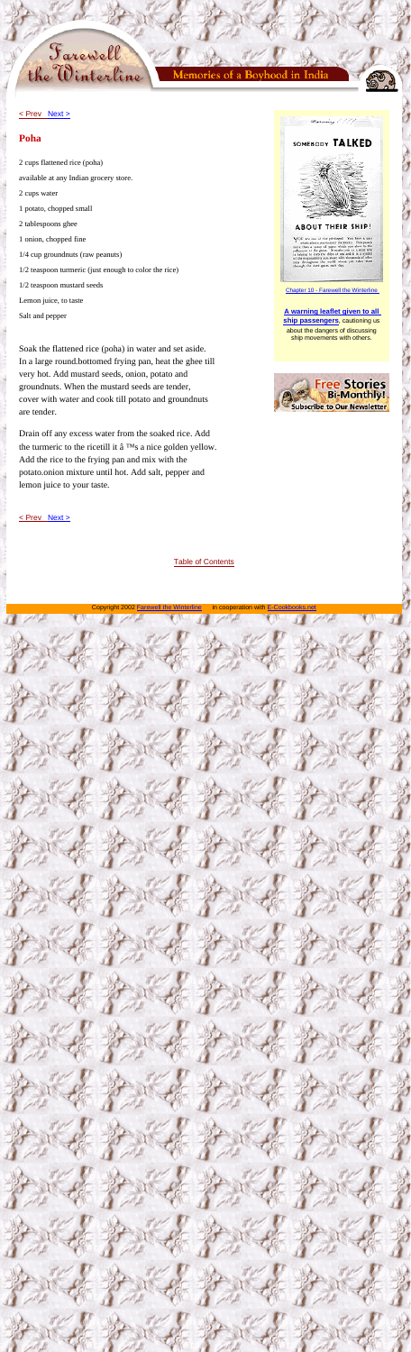< Prev   Next >

## Poha

2 cups flattened rice (poha)

available at any Indian grocery store.

2 cups water

1 potato, chopped small

2 tablespoons ghee

1 onion, chopped fine

1/4 cup groundnuts (raw peanuts)

1/2 teaspoon turmeric (just enough to color the rice)

1/2 teaspoon mustard seeds

Lemon juice, to taste

Salt and pepper

Soak the flattened rice (poha) in water and set aside. In a large round.bottomed frying pan, heat the ghee till very hot. Add mustard seeds, onion, potato and groundnuts. When the mustard seeds are tender, cover with water and cook till potato and groundnuts are tender.

Drain off any excess water from the soaked rice. Add the turmeric to the ricetill it â ™s a nice golden yellow. Add the rice to the frying pan and mix with the potato.onion mixture until hot. Add salt, pepper and lemon juice to your taste.

< Prev   Next >

Table of Contents

Chapter 10 - Farewell the Winterline

**A warning leaflet given to all ship passengers**, cautioning us about the dangers of discussing ship movements with others.

Copyright 2002 Farewell the Winterline in cooperation with E-Cookbooks.net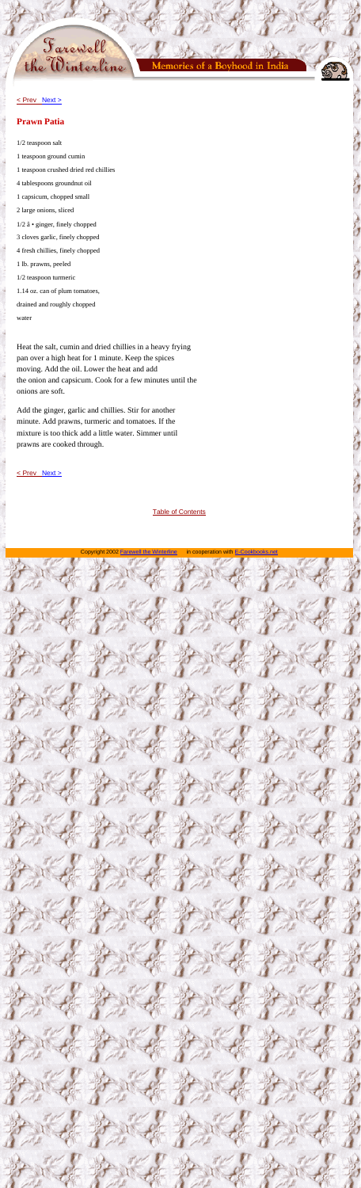Farewell the Winterline

Memories of a Boyhood in India

< Prev Next >

## Prawn Patia

1/2 teaspoon salt

1 teaspoon ground cumin

1 teaspoon crushed dried red chillies

4 tablespoons groundnut oil

1 capsicum, chopped small

2 large onions, sliced

1/2 â • ginger, finely chopped

3 cloves garlic, finely chopped

4 fresh chillies, finely chopped

1 lb. prawns, peeled

1/2 teaspoon turmeric

1.14 oz. can of plum tomatoes,

drained and roughly chopped

water

Heat the salt, cumin and dried chillies in a heavy frying pan over a high heat for 1 minute. Keep the spices moving. Add the oil. Lower the heat and add the onion and capsicum. Cook for a few minutes until the onions are soft.

Add the ginger, garlic and chillies. Stir for another minute. Add prawns, turmeric and tomatoes. If the mixture is too thick add a little water. Simmer until prawns are cooked through.

< Prev Next >

Table of Contents

Copyright 2002 Farewell the Winterline in cooperation with E-Cookbooks.net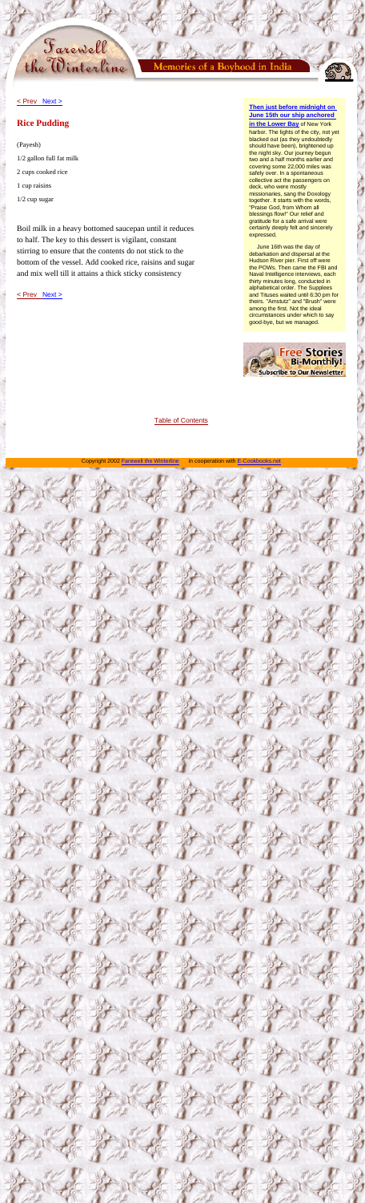< Prev Next >

## Rice Pudding

(Payesh)

1/2 gallon full fat milk

2 cups cooked rice

1 cup raisins

1/2 cup sugar

Boil milk in a heavy bottomed saucepan until it reduces to half. The key to this dessert is vigilant, constant stirring to ensure that the contents do not stick to the bottom of the vessel. Add cooked rice, raisins and sugar and mix well till it attains a thick sticky consistency

< Prev Next >

**Then just before midnight on June 15th our ship anchored in the Lower Bay** of New York harbor. The lights of the city, not yet blacked out (as they undoubtedly should have been), brightened up the night sky. Our journey begun two and a half months earlier and covering some 22,000 miles was safely over. In a spontaneous collective act the passengers on deck, who were mostly missionaries, sang the Doxology together. It starts with the words, "Praise God, from Whom all blessings flow!" Our relief and gratitude for a safe arrival were certainly deeply felt and sincerely expressed.

June 16th was the day of debarkation and dispersal at the Hudson River pier. First off were the POWs. Then came the FBI and Naval Intelligence interviews, each thirty minutes long, conducted in alphabetical order. The Supplees and Tituses waited until 6:30 pm for theirs. "Amstutz" and "Brush" were among the first. Not the ideal circumstances under which to say good-bye, but we managed.

Table of Contents

Copyright 2002 Farewell the Winterline in cooperation with E-Cookbooks.net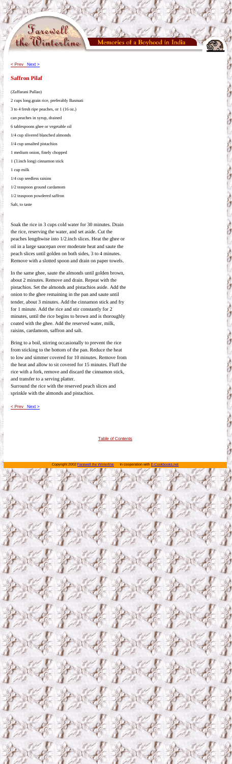< Prev Next >

## Saffron Pilaf

(Zaffarani Pullao)

2 cups long.grain rice, preferably Basmati

3 to 4 fresh ripe peaches, or 1 (16 oz.)

can peaches in syrup, drained

6 tablespoons ghee or vegetable oil

1/4 cup slivered blanched almonds

1/4 cup unsalted pistachios

1 medium onion, finely chopped

1 (3.inch long) cinnamon stick

1 cup milk

1/4 cup seedless raisins

1/2 teaspoon ground cardamom

1/2 teaspoon powdered saffron

Salt, to taste

Soak the rice in 3 cups cold water for 30 minutes. Drain the rice, reserving the water, and set aside. Cut the peaches lengthwise into 1/2.inch slices. Heat the ghee or oil in a large saucepan over moderate heat and saute the peach slices until golden on both sides, 3 to 4 minutes. Remove with a slotted spoon and drain on paper towels.

In the same ghee, saute the almonds until golden brown, about 2 minutes. Remove and drain. Repeat with the pistachios. Set the almonds and pistachios aside. Add the onion to the ghee remaining in the pan and saute until tender, about 3 minutes. Add the cinnamon stick and fry for 1 minute. Add the rice and stir constantly for 2 minutes, until the rice begins to brown and is thoroughly coated with the ghee. Add the reserved water, milk, raisins, cardamom, saffron and salt.

Bring to a boil, stirring occasionally to prevent the rice from sticking to the bottom of the pan. Reduce the heat to low and simmer covered for 10 minutes. Remove from the heat and allow to sit covered for 15 minutes. Fluff the rice with a fork, remove and discard the cinnamon stick, and transfer to a serving platter.
Surround the rice with the reserved peach slices and sprinkle with the almonds and pistachios.

< Prev Next >

Table of Contents

Copyright 2002 Farewell the Winterline in cooperation with E-Cookbooks.net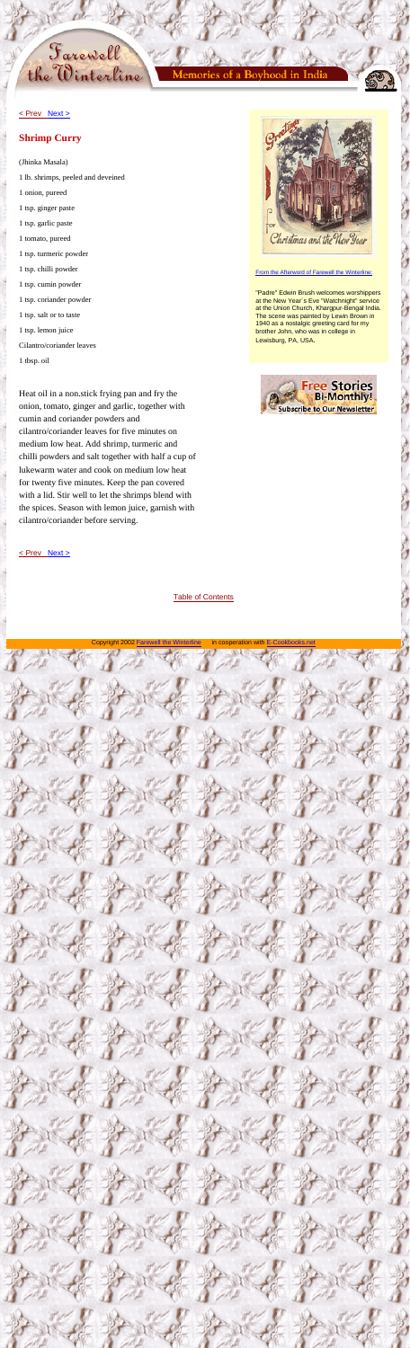< Prev   Next >

## Shrimp Curry

(Jhinka Masala)

1 lb. shrimps, peeled and deveined

1 onion, pureed

1 tsp. ginger paste

1 tsp. garlic paste

1 tomato, pureed

1 tsp. turmeric powder

1 tsp. chilli powder

1 tsp. cumin powder

1 tsp. coriander powder

1 tsp. salt or to taste

1 tsp. lemon juice

Cilantro/coriander leaves

1 tbsp. oil

Heat oil in a non.stick frying pan and fry the onion, tomato, ginger and garlic, together with cumin and coriander powders and cilantro/coriander leaves for five minutes on medium low heat. Add shrimp, turmeric and chilli powders and salt together with half a cup of lukewarm water and cook on medium low heat for twenty five minutes. Keep the pan covered with a lid. Stir well to let the shrimps blend with the spices. Season with lemon juice, garnish with cilantro/coriander before serving.

< Prev   Next >

Table of Contents

From the Afterword of Farewell the Winterline:

"Padre" Edwin Brush welcomes worshippers at the New Year' s Eve "Watchnight" service at the Union Church, Khargpur-Bengal India. The scene was painted by Lewin Brown in 1940 as a nostalgic greeting card for my brother John, who was in college in Lewisburg, PA, USA.

Copyright 2002 Farewell the Winterline in cooperation with E-Cookbooks.net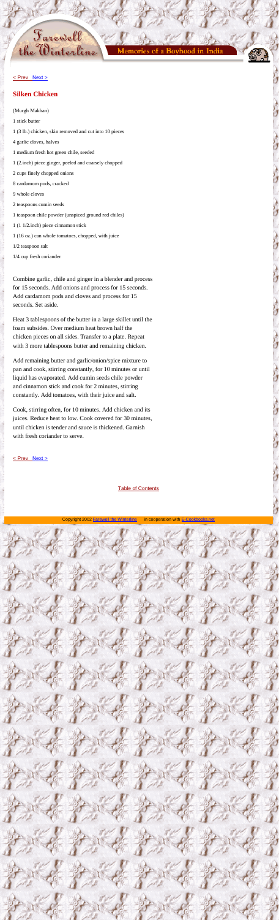< Prev   Next >

## Silken Chicken

(Murgh Makhan)

1 stick butter

1 (3 lb.) chicken, skin removed and cut into 10 pieces

4 garlic cloves, halves

1 medium fresh hot green chile, seeded

1 (2.inch) piece ginger, peeled and coarsely chopped

2 cups finely chopped onions

8 cardamom pods, cracked

9 whole cloves

2 teaspoons cumin seeds

1 teaspoon chile powder (unspiced ground red chiles)

1 (1 1/2.inch) piece cinnamon stick

1 (16 oz.) can whole tomatoes, chopped, with juice

1/2 teaspoon salt

1/4 cup fresh coriander

Combine garlic, chile and ginger in a blender and process for 15 seconds. Add onions and process for 15 seconds. Add cardamom pods and cloves and process for 15 seconds. Set aside.

Heat 3 tablespoons of the butter in a large skillet until the foam subsides. Over medium heat brown half the chicken pieces on all sides. Transfer to a plate. Repeat with 3 more tablespoons butter and remaining chicken.

Add remaining butter and garlic/onion/spice mixture to pan and cook, stirring constantly, for 10 minutes or until liquid has evaporated. Add cumin seeds chile powder and cinnamon stick and cook for 2 minutes, stirring constantly. Add tomatoes, with their juice and salt.

Cook, stirring often, for 10 minutes. Add chicken and its juices. Reduce heat to low. Cook covered for 30 minutes, until chicken is tender and sauce is thickened. Garnish with fresh coriander to serve.

< Prev   Next >

Table of Contents

Copyright 2002 Farewell the Winterline in cooperation with E-Cookbooks.net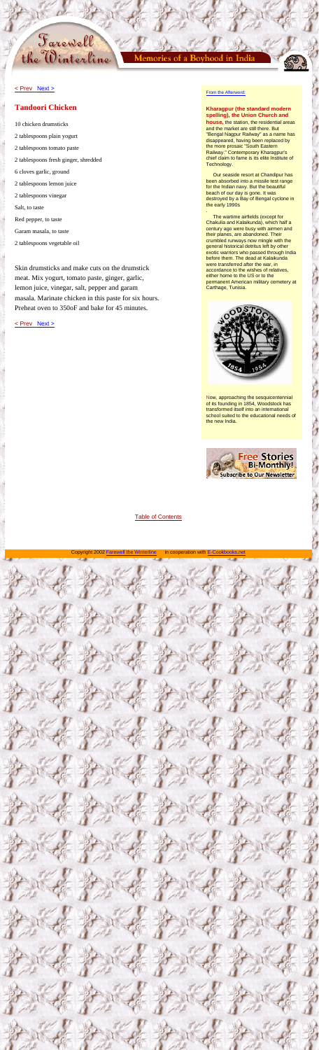< Prev   Next >

## Tandoori Chicken

10 chicken drumsticks

2 tablespoons plain yogurt

2 tablespoons tomato paste

2 tablespoons fresh ginger, shredded

6 cloves garlic, ground

2 tablespoons lemon juice

2 tablespoons vinegar

Salt, to taste

Red pepper, to taste

Garam masala, to taste

2 tablespoons vegetable oil

Skin drumsticks and make cuts on the drumstick meat. Mix yogurt, tomato paste, ginger, garlic, lemon juice, vinegar, salt, pepper and garam masala. Marinate chicken in this paste for six hours. Preheat oven to 350oF and bake for 45 minutes.

< Prev   Next >

From the Afterword:

**Kharagpur (the standard modern spelling), the Union Church and house,** the station, the residential areas and the market are still there. But "Bengal Nagpur Railway" as a name has disappeared, having been replaced by the more prosaic "South Eastern Railway." Contemporary Kharagpur's chief claim to fame is its elite Institute of Technology.

Our seaside resort at Chandipur has been absorbed into a missile test range for the Indian navy. But the beautiful beach of our day is gone. It was destroyed by a Bay of Bengal cyclone in the early 1990s

The wartime airfields (except for Chakulia and Kalaikunda), which half a century ago were busy with airmen and their planes, are abandoned. Their crumbled runways now mingle with the general historical detritus left by other exotic warriors who passed through India before them. The dead at Kalaikunda were transferred after the war, in accordance to the wishes of relatives, either home to the US or to the permanent American military cemetery at Carthage, Tunisia.

WOODSTOCK 1854 1954

Now, approaching the sesquicentennial of its founding in 1854, Woodstock has transformed itself into an international school suited to the educational needs of the new India.

Free Stories Bi-Monthly! Subscribe to Our Newsletter

Table of Contents

Copyright 2002 Farewell the Winterline in cooperation with E-Cookbooks.net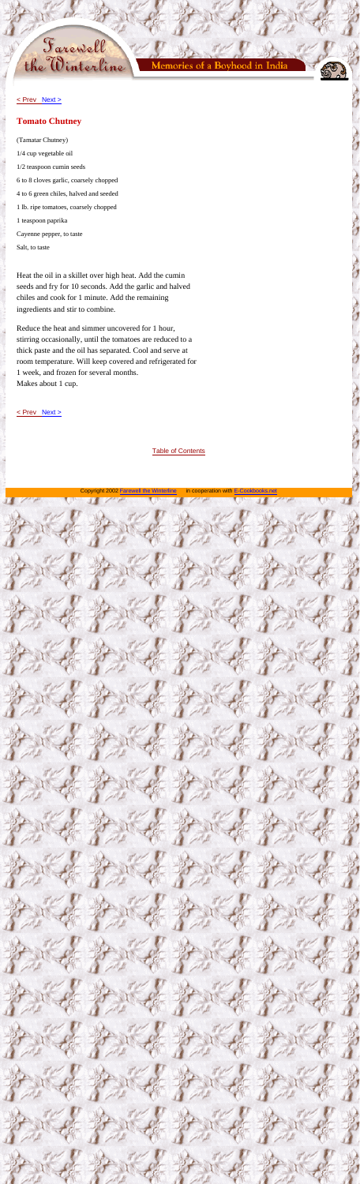< Prev   Next >

## Tomato Chutney

(Tamatar Chutney)

1/4 cup vegetable oil

1/2 teaspoon cumin seeds

6 to 8 cloves garlic, coarsely chopped

4 to 6 green chiles, halved and seeded

1 lb. ripe tomatoes, coarsely chopped

1 teaspoon paprika

Cayenne pepper, to taste

Salt, to taste

Heat the oil in a skillet over high heat. Add the cumin seeds and fry for 10 seconds. Add the garlic and halved chiles and cook for 1 minute. Add the remaining ingredients and stir to combine.

Reduce the heat and simmer uncovered for 1 hour, stirring occasionally, until the tomatoes are reduced to a thick paste and the oil has separated. Cool and serve at room temperature. Will keep covered and refrigerated for 1 week, and frozen for several months.
Makes about 1 cup.

< Prev   Next >

Table of Contents

Copyright 2002 Farewell the Winterline in cooperation with E-Cookbooks.net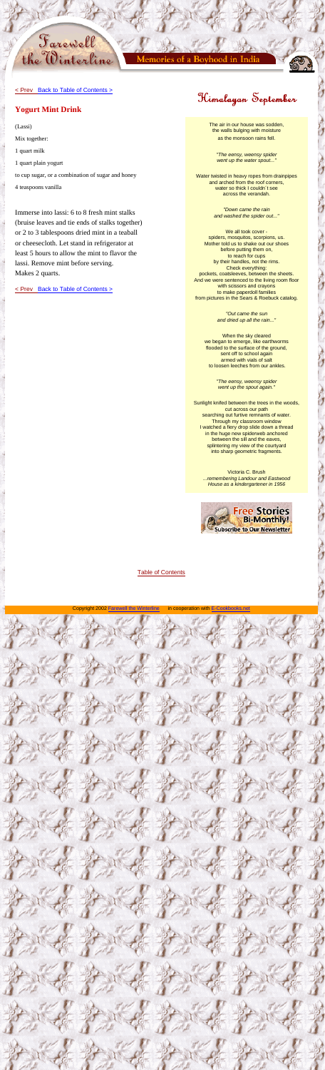Farewell the Winterline

Memories of a Boyhood in India

< Prev   Back to Table of Contents >

## Yogurt Mint Drink

(Lassi)

Mix together:

1 quart milk

1 quart plain yogurt

to cup sugar, or a combination of sugar and honey

4 teaspoons vanilla

Immerse into lassi: 6 to 8 fresh mint stalks (bruise leaves and tie ends of stalks together) or 2 to 3 tablespoons dried mint in a teaball or cheesecloth. Let stand in refrigerator at least 5 hours to allow the mint to flavor the lassi. Remove mint before serving.
Makes 2 quarts.

< Prev   Back to Table of Contents >

## Himalayan September

The air in our house was sodden,
the walls bulging with moisture
as the monsoon rains fell.

*"The eensy, weensy spider*
*went up the water spout..."*

Water twisted in heavy ropes from drainpipes
and arched from the roof corners,
water so thick I couldn't see
across the verandah.

*"Down came the rain*
*and washed the spider out..."*

We all took cover -
spiders, mosquitos, scorpions, us.
Mother told us to shake out our shoes
before putting them on,
to reach for cups
by their handles, not the rims.
Check everything:
pockets, coatsleeves, between the sheets.
And we were sentenced to the living room floor
with scissors and crayons
to make paperdoll families
from pictures in the Sears & Roebuck catalog.

*"Out came the sun*
*and dried up all the rain..."*

When the sky cleared
we began to emerge, like earthworms
flooded to the surface of the ground,
sent off to school again
armed with vials of salt
to loosen leeches from our ankles.

*"The eensy, weensy spider*
*went up the spout again."*

Sunlight knifed between the trees in the woods,
cut across our path
searching out furtive remnants of water.
Through my classroom window
I watched a fiery drop slide down a thread
in the huge new spiderweb anchored
between the sill and the eaves,
splintering my view of the courtyard
into sharp geometric fragments.

Victoria C. Brush
*...remembering Landour and Eastwood House as a kindergartener in 1956*

Free Stories Bi-Monthly! Subscribe to Our Newsletter

Table of Contents

Copyright 2002 Farewell the Winterline   in cooperation with E-Cookbooks.net